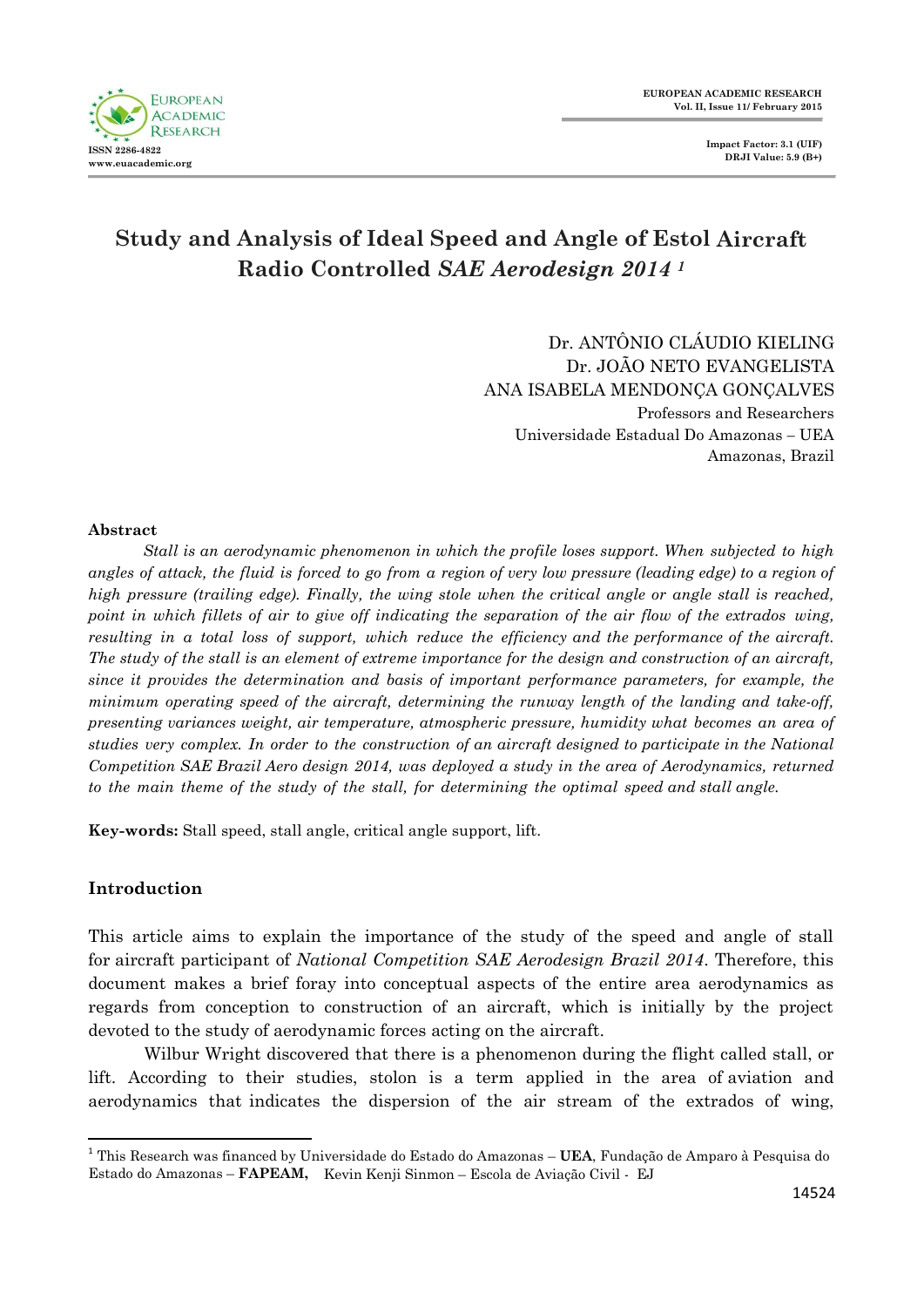# Study and Analysis of Ideal Speed and Angle of Estol Aircraft Radio Controlled *SAE Aerodesign 2014* [1]

Dr. ANTÔNIO CLÁUDIO KIELING
Dr. JOÃO NETO EVANGELISTA
ANA ISABELA MENDONÇA GONÇALVES
Professors and Researchers
Universidade Estadual Do Amazonas – UEA
Amazonas, Brazil

### Abstract

*Stall is an aerodynamic phenomenon in which the profile loses support. When subjected to high angles of attack, the fluid is forced to go from a region of very low pressure (leading edge) to a region of high pressure (trailing edge). Finally, the wing stole when the critical angle or angle stall is reached, point in which fillets of air to give off indicating the separation of the air flow of the extrados wing, resulting in a total loss of support, which reduce the efficiency and the performance of the aircraft. The study of the stall is an element of extreme importance for the design and construction of an aircraft, since it provides the determination and basis of important performance parameters, for example, the minimum operating speed of the aircraft, determining the runway length of the landing and take-off, presenting variances weight, air temperature, atmospheric pressure, humidity what becomes an area of studies very complex. In order to the construction of an aircraft designed to participate in the National Competition SAE Brazil Aero design 2014, was deployed a study in the area of Aerodynamics, returned to the main theme of the study of the stall, for determining the optimal speed and stall angle.*

**Key-words:** Stall speed, stall angle, critical angle support, lift.

## Introduction

This article aims to explain the importance of the study of the speed and angle of stall for aircraft participant of *National Competition SAE Aerodesign Brazil 2014*. Therefore, this document makes a brief foray into conceptual aspects of the entire area aerodynamics as regards from conception to construction of an aircraft, which is initially by the project devoted to the study of aerodynamic forces acting on the aircraft.

Wilbur Wright discovered that there is a phenomenon during the flight called stall, or lift. According to their studies, stolon is a term applied in the area of aviation and aerodynamics that indicates the dispersion of the air stream of the extrados of wing,

---

[1] This Research was financed by Universidade do Estado do Amazonas – **UEA**, Fundação de Amparo à Pesquisa do Estado do Amazonas – **FAPEAM,** Kevin Kenji Sinmon – Escola de Aviação Civil - EJ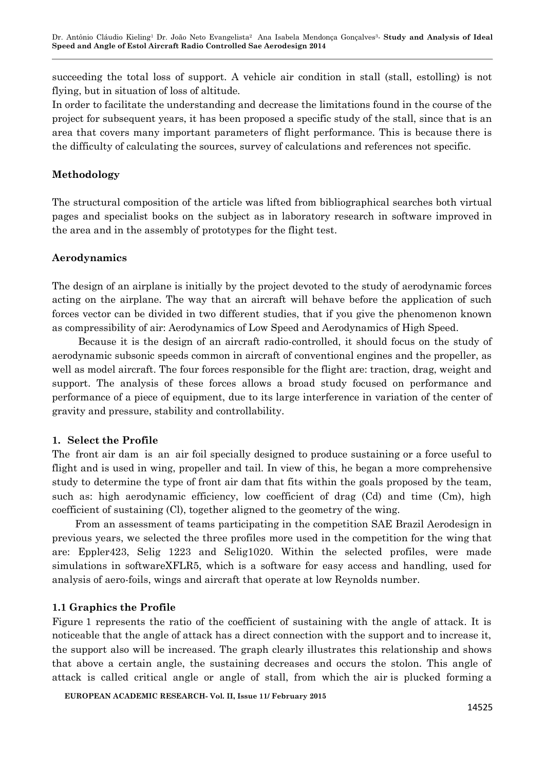succeeding the total loss of support. A vehicle air condition in stall (stall, estolling) is not flying, but in situation of loss of altitude.

In order to facilitate the understanding and decrease the limitations found in the course of the project for subsequent years, it has been proposed a specific study of the stall, since that is an area that covers many important parameters of flight performance. This is because there is the difficulty of calculating the sources, survey of calculations and references not specific.

## Methodology

The structural composition of the article was lifted from bibliographical searches both virtual pages and specialist books on the subject as in laboratory research in software improved in the area and in the assembly of prototypes for the flight test.

## Aerodynamics

The design of an airplane is initially by the project devoted to the study of aerodynamic forces acting on the airplane. The way that an aircraft will behave before the application of such forces vector can be divided in two different studies, that if you give the phenomenon known as compressibility of air: Aerodynamics of Low Speed and Aerodynamics of High Speed.

Because it is the design of an aircraft radio-controlled, it should focus on the study of aerodynamic subsonic speeds common in aircraft of conventional engines and the propeller, as well as model aircraft. The four forces responsible for the flight are: traction, drag, weight and support. The analysis of these forces allows a broad study focused on performance and performance of a piece of equipment, due to its large interference in variation of the center of gravity and pressure, stability and controllability.

### 1. Select the Profile

The front air dam is an air foil specially designed to produce sustaining or a force useful to flight and is used in wing, propeller and tail. In view of this, he began a more comprehensive study to determine the type of front air dam that fits within the goals proposed by the team, such as: high aerodynamic efficiency, low coefficient of drag (Cd) and time (Cm), high coefficient of sustaining (Cl), together aligned to the geometry of the wing.

From an assessment of teams participating in the competition SAE Brazil Aerodesign in previous years, we selected the three profiles more used in the competition for the wing that are: Eppler423, Selig 1223 and Selig1020. Within the selected profiles, were made simulations in softwareXFLR5, which is a software for easy access and handling, used for analysis of aero-foils, wings and aircraft that operate at low Reynolds number.

### 1.1 Graphics the Profile

Figure 1 represents the ratio of the coefficient of sustaining with the angle of attack. It is noticeable that the angle of attack has a direct connection with the support and to increase it, the support also will be increased. The graph clearly illustrates this relationship and shows that above a certain angle, the sustaining decreases and occurs the stolon. This angle of attack is called critical angle or angle of stall, from which the air is plucked forming a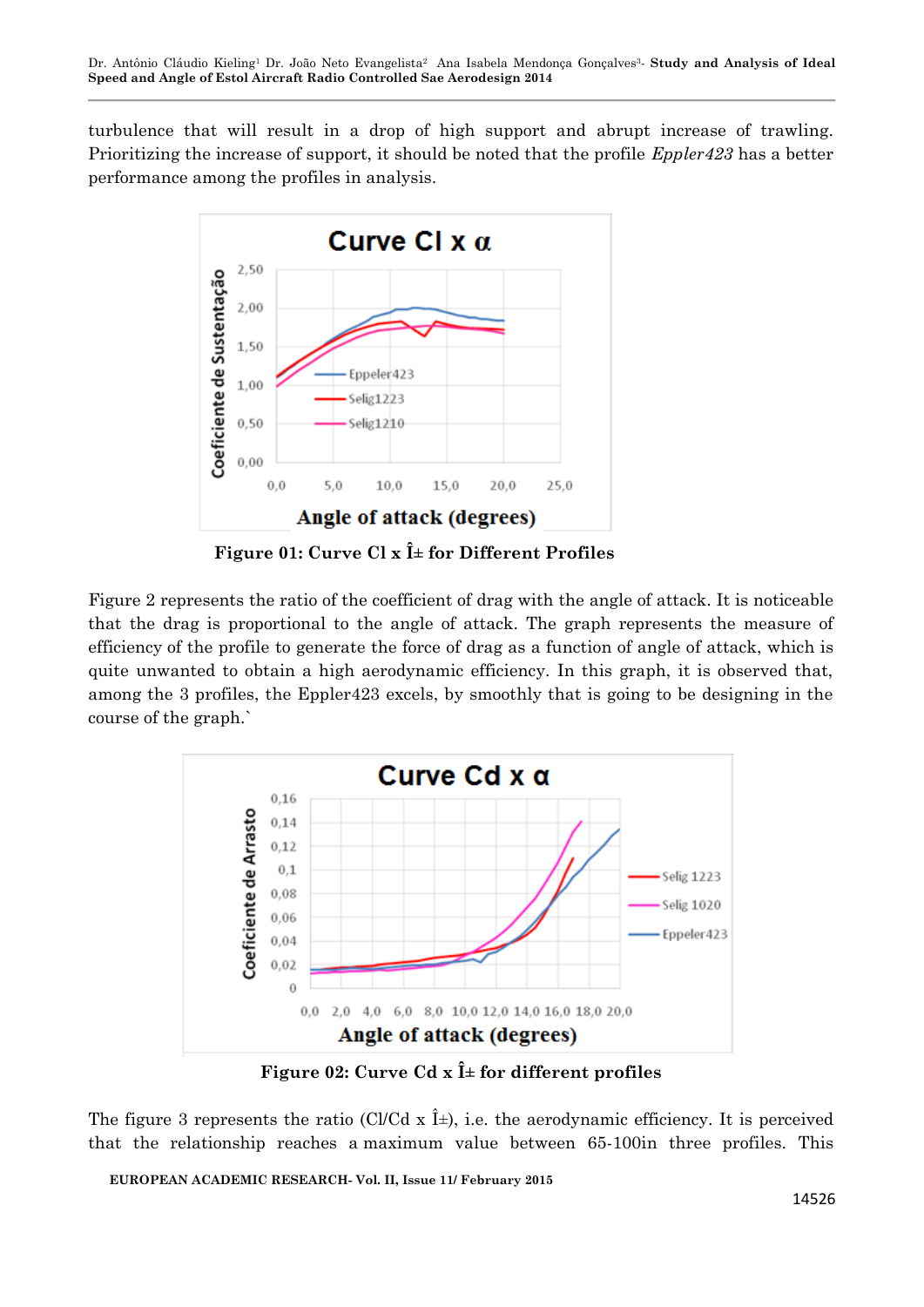turbulence that will result in a drop of high support and abrupt increase of trawling. Prioritizing the increase of support, it should be noted that the profile *Eppler423* has a better performance among the profiles in analysis.

**Figure 01: Curve Cl x Î± for Different Profiles**

Figure 2 represents the ratio of the coefficient of drag with the angle of attack. It is noticeable that the drag is proportional to the angle of attack. The graph represents the measure of efficiency of the profile to generate the force of drag as a function of angle of attack, which is quite unwanted to obtain a high aerodynamic efficiency. In this graph, it is observed that, among the 3 profiles, the Eppler423 excels, by smoothly that is going to be designing in the course of the graph.`

**Figure 02: Curve Cd x Î± for different profiles**

The figure 3 represents the ratio (Cl/Cd x Î±), i.e. the aerodynamic efficiency. It is perceived that the relationship reaches a maximum value between 65-100in three profiles. This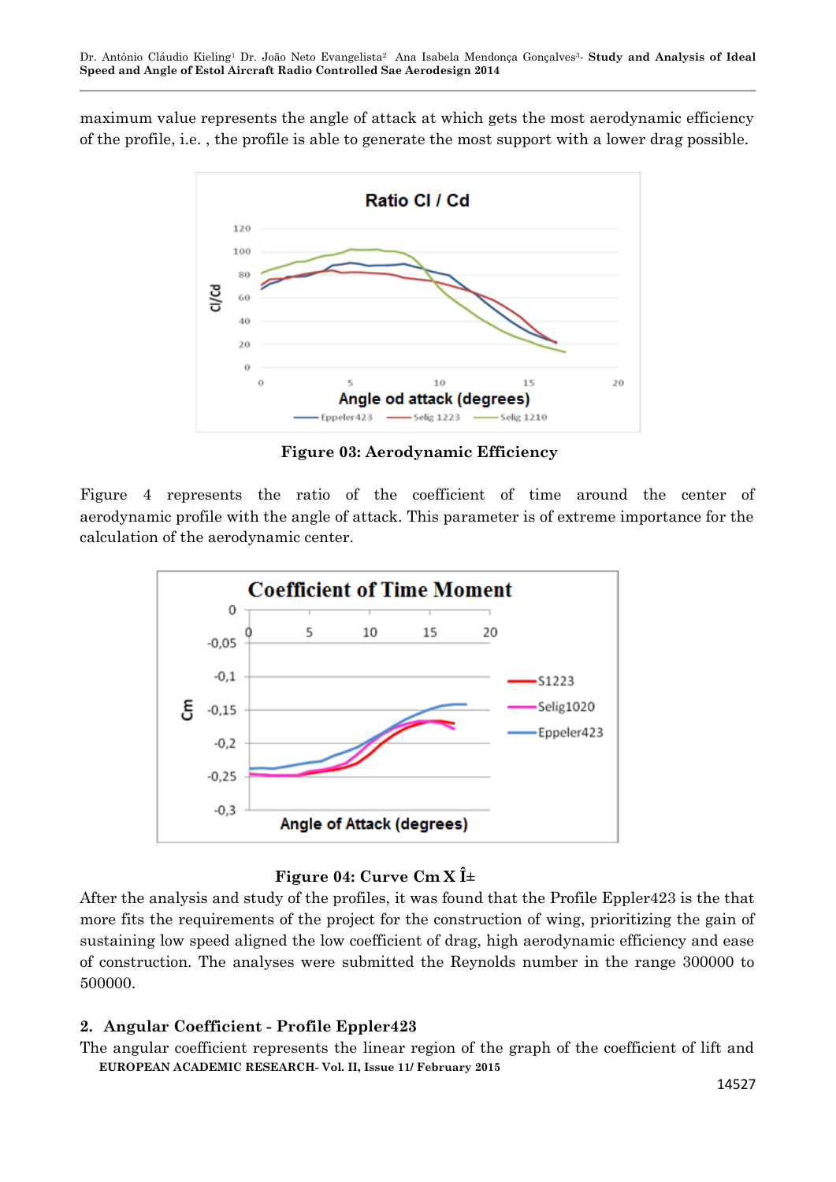maximum value represents the angle of attack at which gets the most aerodynamic efficiency of the profile, i.e. , the profile is able to generate the most support with a lower drag possible.

**Figure 03: Aerodynamic Efficiency**

Figure 4 represents the ratio of the coefficient of time around the center of aerodynamic profile with the angle of attack. This parameter is of extreme importance for the calculation of the aerodynamic center.

**Figure 04: Curve Cm X Î±**

After the analysis and study of the profiles, it was found that the Profile Eppler423 is the that more fits the requirements of the project for the construction of wing, prioritizing the gain of sustaining low speed aligned the low coefficient of drag, high aerodynamic efficiency and ease of construction. The analyses were submitted the Reynolds number in the range 300000 to 500000.

## 2. Angular Coefficient - Profile Eppler423

The angular coefficient represents the linear region of the graph of the coefficient of lift and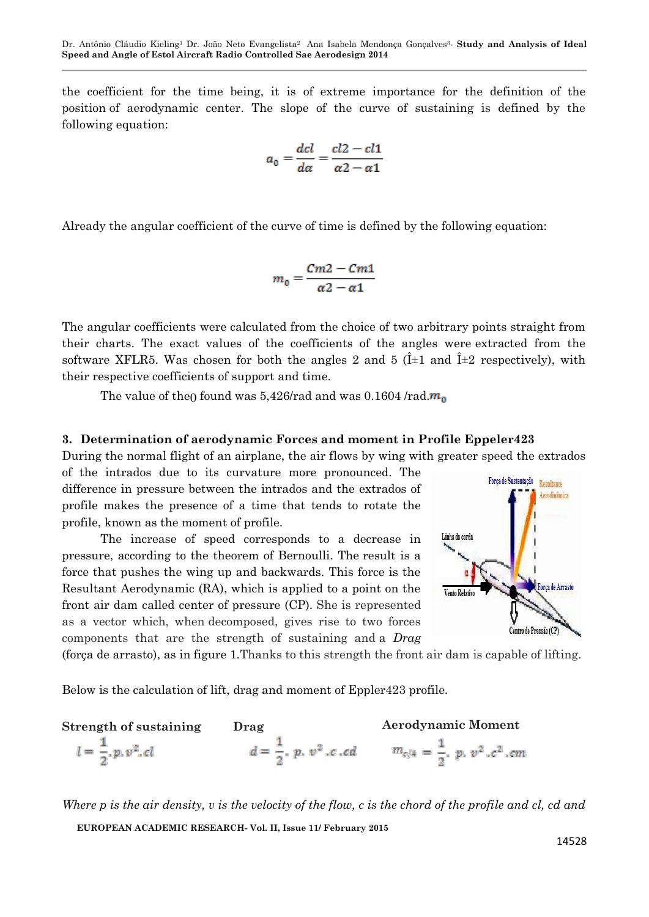the coefficient for the time being, it is of extreme importance for the definition of the position of aerodynamic center. The slope of the curve of sustaining is defined by the following equation:

$$a_0 = \frac{dcl}{d\alpha} = \frac{cl2 - cl1}{\alpha 2 - \alpha 1}$$

Already the angular coefficient of the curve of time is defined by the following equation:

$$m_0 = \frac{Cm2 - Cm1}{\alpha 2 - \alpha 1}$$

The angular coefficients were calculated from the choice of two arbitrary points straight from their charts. The exact values of the coefficients of the angles were extracted from the software XFLR5. Was chosen for both the angles 2 and 5 (Î±1 and Î±2 respectively), with their respective coefficients of support and time.

The value of the0 found was 5,426/rad and was 0.1604 /rad.$m_0$

### 3. Determination of aerodynamic Forces and moment in Profile Eppeler423

During the normal flight of an airplane, the air flows by wing with greater speed the extrados of the intrados due to its curvature more pronounced. The difference in pressure between the intrados and the extrados of profile makes the presence of a time that tends to rotate the profile, known as the moment of profile.

The increase of speed corresponds to a decrease in pressure, according to the theorem of Bernoulli. The result is a force that pushes the wing up and backwards. This force is the Resultant Aerodynamic (RA), which is applied to a point on the front air dam called center of pressure (CP). She is represented as a vector which, when decomposed, gives rise to two forces components that are the strength of sustaining and a *Drag* (força de arrasto), as in figure 1.Thanks to this strength the front air dam is capable of lifting.

Below is the calculation of lift, drag and moment of Eppler423 profile.

**Strength of sustaining**

$$l = \frac{1}{2}.p.v^2.cl$$

**Drag**

$$d = \frac{1}{2}.\ p.\ v^2.c.cd$$

**Aerodynamic Moment**

$$m_{c/4} = \frac{1}{2}.\ p.\ v^2.c^2.cm$$

*Where p is the air density, v is the velocity of the flow, c is the chord of the profile and cl, cd and*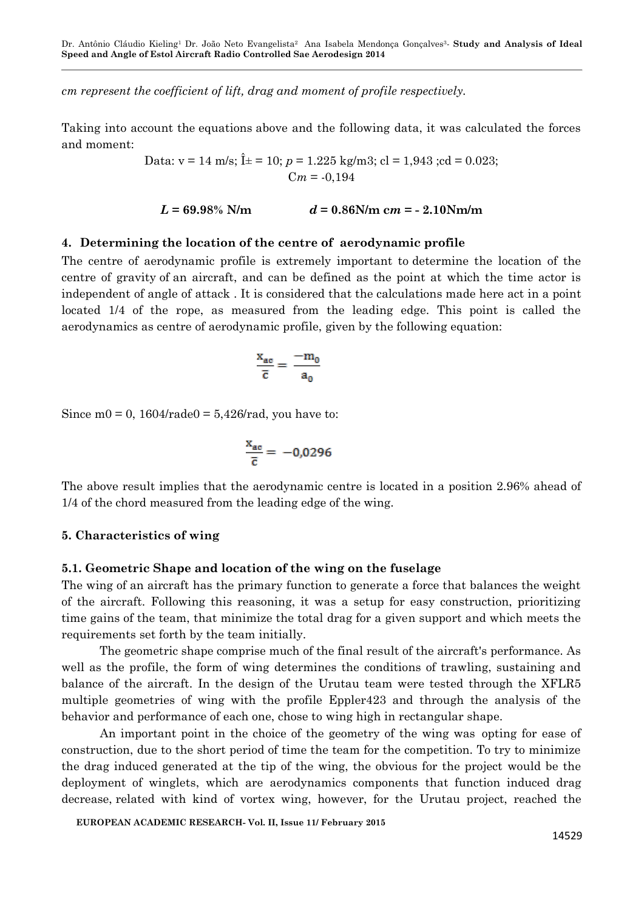*cm represent the coefficient of lift, drag and moment of profile respectively.*

Taking into account the equations above and the following data, it was calculated the forces and moment:

Data: v = 14 m/s; Î± = 10; *p* = 1.225 kg/m3; cl = 1,943 ;cd = 0.023; C*m* = -0,194

***L* = 69.98% N/m** **_d_ = 0.86N/m c*m* = - 2.10Nm/m**

## 4. Determining the location of the centre of aerodynamic profile

The centre of aerodynamic profile is extremely important to determine the location of the centre of gravity of an aircraft, and can be defined as the point at which the time actor is independent of angle of attack . It is considered that the calculations made here act in a point located 1/4 of the rope, as measured from the leading edge. This point is called the aerodynamics as centre of aerodynamic profile, given by the following equation:

$$\frac{x_{ac}}{\bar{c}} = \frac{-m_0}{a_0}$$

Since m0 = 0, 1604/rade0 = 5,426/rad, you have to:

$$\frac{x_{ac}}{\bar{c}} = -0{,}0296$$

The above result implies that the aerodynamic centre is located in a position 2.96% ahead of 1/4 of the chord measured from the leading edge of the wing.

## 5. Characteristics of wing

### 5.1. Geometric Shape and location of the wing on the fuselage

The wing of an aircraft has the primary function to generate a force that balances the weight of the aircraft. Following this reasoning, it was a setup for easy construction, prioritizing time gains of the team, that minimize the total drag for a given support and which meets the requirements set forth by the team initially.

The geometric shape comprise much of the final result of the aircraft's performance. As well as the profile, the form of wing determines the conditions of trawling, sustaining and balance of the aircraft. In the design of the Urutau team were tested through the XFLR5 multiple geometries of wing with the profile Eppler423 and through the analysis of the behavior and performance of each one, chose to wing high in rectangular shape.

An important point in the choice of the geometry of the wing was opting for ease of construction, due to the short period of time the team for the competition. To try to minimize the drag induced generated at the tip of the wing, the obvious for the project would be the deployment of winglets, which are aerodynamics components that function induced drag decrease, related with kind of vortex wing, however, for the Urutau project, reached the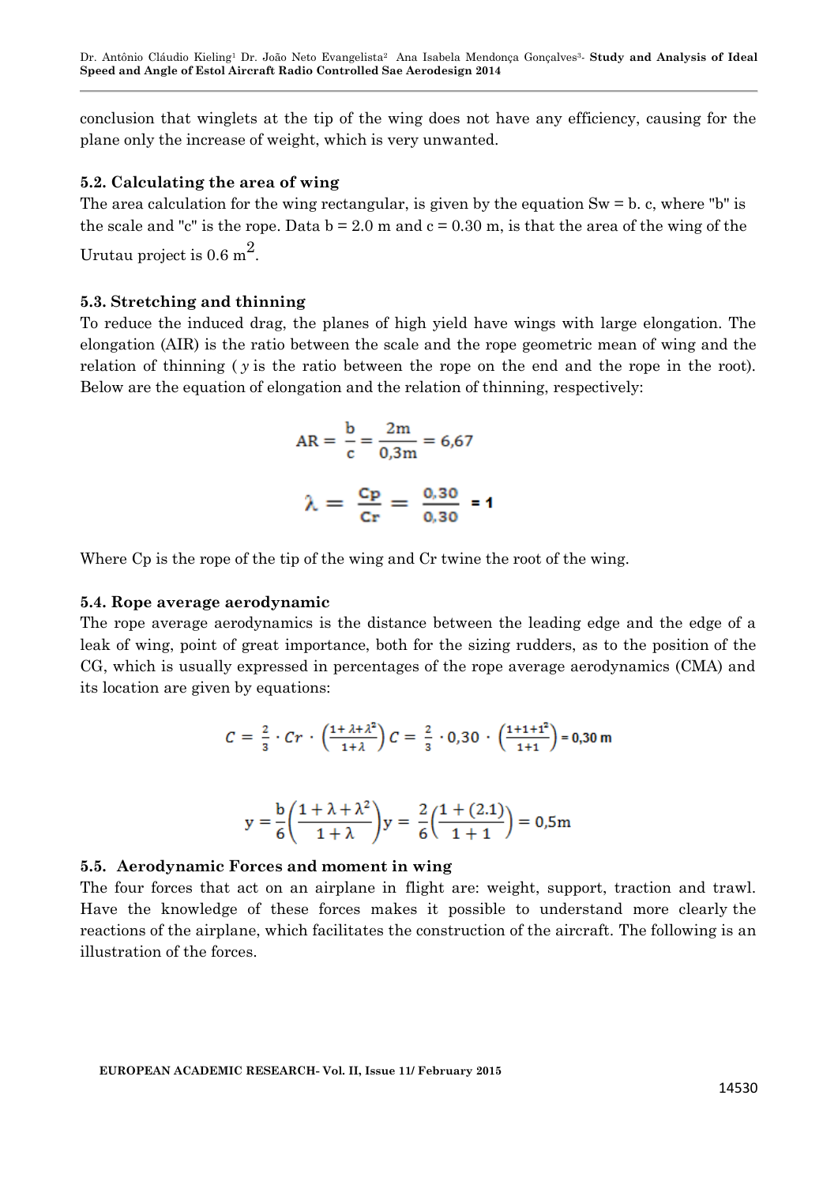conclusion that winglets at the tip of the wing does not have any efficiency, causing for the plane only the increase of weight, which is very unwanted.

### 5.2. Calculating the area of wing

The area calculation for the wing rectangular, is given by the equation Sw = b. c, where "b" is the scale and "c" is the rope. Data b = 2.0 m and c = 0.30 m, is that the area of the wing of the Urutau project is 0.6 $m^2$.

### 5.3. Stretching and thinning

To reduce the induced drag, the planes of high yield have wings with large elongation. The elongation (AIR) is the ratio between the scale and the rope geometric mean of wing and the relation of thinning ( $y$ is the ratio between the rope on the end and the rope in the root). Below are the equation of elongation and the relation of thinning, respectively:

$$\text{AR} = \frac{\text{b}}{\text{c}} = \frac{2\text{m}}{0{,}3\text{m}} = 6{,}67$$

$$\lambda = \frac{\text{Cp}}{\text{Cr}} = \frac{0{,}30}{0{,}30} = \mathbf{1}$$

Where Cp is the rope of the tip of the wing and Cr twine the root of the wing.

### 5.4. Rope average aerodynamic

The rope average aerodynamics is the distance between the leading edge and the edge of a leak of wing, point of great importance, both for the sizing rudders, as to the position of the CG, which is usually expressed in percentages of the rope average aerodynamics (CMA) and its location are given by equations:

$$C = \frac{2}{3} \cdot Cr \cdot \left(\frac{1+\lambda+\lambda^2}{1+\lambda}\right) C = \frac{2}{3} \cdot 0{,}30 \cdot \left(\frac{1+1+1^2}{1+1}\right) = \mathbf{0{,}30\ m}$$

$$\text{y} = \frac{\text{b}}{6}\left(\frac{1+\lambda+\lambda^2}{1+\lambda}\right)\text{y} = \frac{2}{6}\left(\frac{1+(2.1)}{1+1}\right) = 0{,}5\text{m}$$

### 5.5. Aerodynamic Forces and moment in wing

The four forces that act on an airplane in flight are: weight, support, traction and trawl. Have the knowledge of these forces makes it possible to understand more clearly the reactions of the airplane, which facilitates the construction of the aircraft. The following is an illustration of the forces.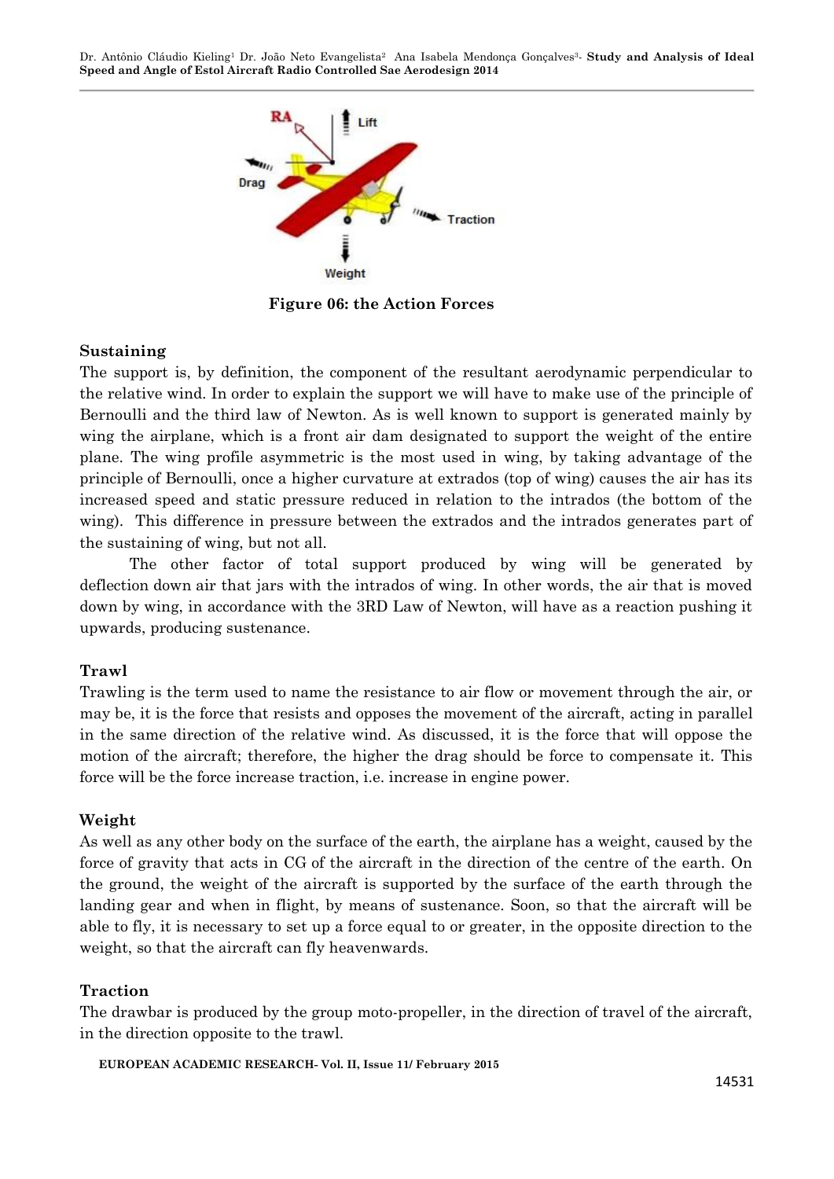**Figure 06: the Action Forces**

### Sustaining

The support is, by definition, the component of the resultant aerodynamic perpendicular to the relative wind. In order to explain the support we will have to make use of the principle of Bernoulli and the third law of Newton. As is well known to support is generated mainly by wing the airplane, which is a front air dam designated to support the weight of the entire plane. The wing profile asymmetric is the most used in wing, by taking advantage of the principle of Bernoulli, once a higher curvature at extrados (top of wing) causes the air has its increased speed and static pressure reduced in relation to the intrados (the bottom of the wing). This difference in pressure between the extrados and the intrados generates part of the sustaining of wing, but not all.

The other factor of total support produced by wing will be generated by deflection down air that jars with the intrados of wing. In other words, the air that is moved down by wing, in accordance with the 3RD Law of Newton, will have as a reaction pushing it upwards, producing sustenance.

### Trawl

Trawling is the term used to name the resistance to air flow or movement through the air, or may be, it is the force that resists and opposes the movement of the aircraft, acting in parallel in the same direction of the relative wind. As discussed, it is the force that will oppose the motion of the aircraft; therefore, the higher the drag should be force to compensate it. This force will be the force increase traction, i.e. increase in engine power.

### Weight

As well as any other body on the surface of the earth, the airplane has a weight, caused by the force of gravity that acts in CG of the aircraft in the direction of the centre of the earth. On the ground, the weight of the aircraft is supported by the surface of the earth through the landing gear and when in flight, by means of sustenance. Soon, so that the aircraft will be able to fly, it is necessary to set up a force equal to or greater, in the opposite direction to the weight, so that the aircraft can fly heavenwards.

### Traction

The drawbar is produced by the group moto-propeller, in the direction of travel of the aircraft, in the direction opposite to the trawl.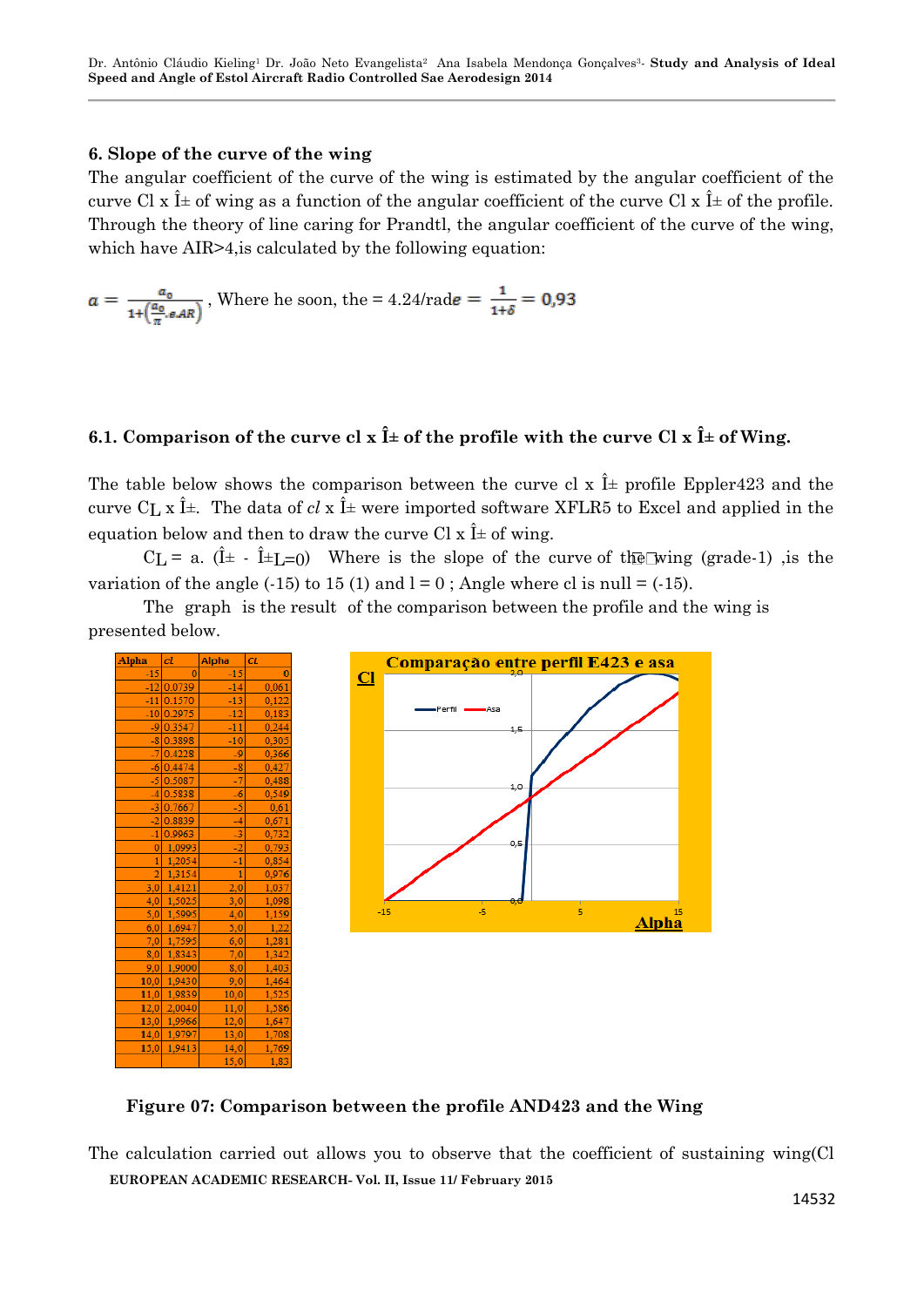## 6. Slope of the curve of the wing

The angular coefficient of the curve of the wing is estimated by the angular coefficient of the curve Cl x Î± of wing as a function of the angular coefficient of the curve Cl x Î± of the profile. Through the theory of line caring for Prandtl, the angular coefficient of the curve of the wing, which have AIR>4,is calculated by the following equation:

$a = \frac{a_0}{1+\left(\frac{a_0}{\pi}.e.AR\right)}$ , Where he soon, the = 4.24/rade $e = \frac{1}{1+\delta} = 0{,}93$

### 6.1. Comparison of the curve cl x Î± of the profile with the curve Cl x Î± of Wing.

The table below shows the comparison between the curve cl x Î± profile Eppler423 and the curve $C_L$ x Î±. The data of *cl* x Î± were imported software XFLR5 to Excel and applied in the equation below and then to draw the curve Cl x Î± of wing.

$C_L$ = a. (Î± - Î±L=0) Where is the slope of the curve of the wing (grade-1) ,is the variation of the angle (-15) to 15 (1) and l = 0 ; Angle where cl is null = (-15).

The graph is the result of the comparison between the profile and the wing is presented below.

| Alpha | cl | Alpha | CL |
|---|---|---|---|
| -15 | 0 | -15 | 0 |
| -12 | 0.0739 | -14 | 0,061 |
| -11 | 0.1570 | -13 | 0,122 |
| -10 | 0.2975 | -12 | 0,183 |
| -9 | 0.3547 | -11 | 0,244 |
| -8 | 0.3898 | -10 | 0,305 |
| -7 | 0.4228 | -9 | 0,366 |
| -6 | 0.4474 | -8 | 0,427 |
| -5 | 0.5087 | -7 | 0,488 |
| -4 | 0.5838 | -6 | 0,549 |
| -3 | 0.7667 | -5 | 0,61 |
| -2 | 0.8839 | -4 | 0,671 |
| -1 | 0.9963 | -3 | 0,732 |
| 0 | 1,0993 | -2 | 0,793 |
| 1 | 1,2054 | -1 | 0,854 |
| 2 | 1,3154 | 1 | 0,976 |
| 3,0 | 1,4121 | 2,0 | 1,037 |
| 4,0 | 1,5025 | 3,0 | 1,098 |
| 5,0 | 1,5995 | 4,0 | 1,159 |
| 6,0 | 1,6947 | 5,0 | 1,22 |
| 7,0 | 1,7595 | 6,0 | 1,281 |
| 8,0 | 1,8343 | 7,0 | 1,342 |
| 9,0 | 1,9000 | 8,0 | 1,403 |
| 10,0 | 1,9430 | 9,0 | 1,464 |
| 11,0 | 1,9839 | 10,0 | 1,525 |
| 12,0 | 2,0040 | 11,0 | 1,586 |
| 13,0 | 1,9966 | 12,0 | 1,647 |
| 14,0 | 1,9797 | 13,0 | 1,708 |
| 15,0 | 1,9413 | 14,0 | 1,769 |
| | | 15,0 | 1,83 |

Figure 07: Comparison between the profile AND423 and the Wing

The calculation carried out allows you to observe that the coefficient of sustaining wing(Cl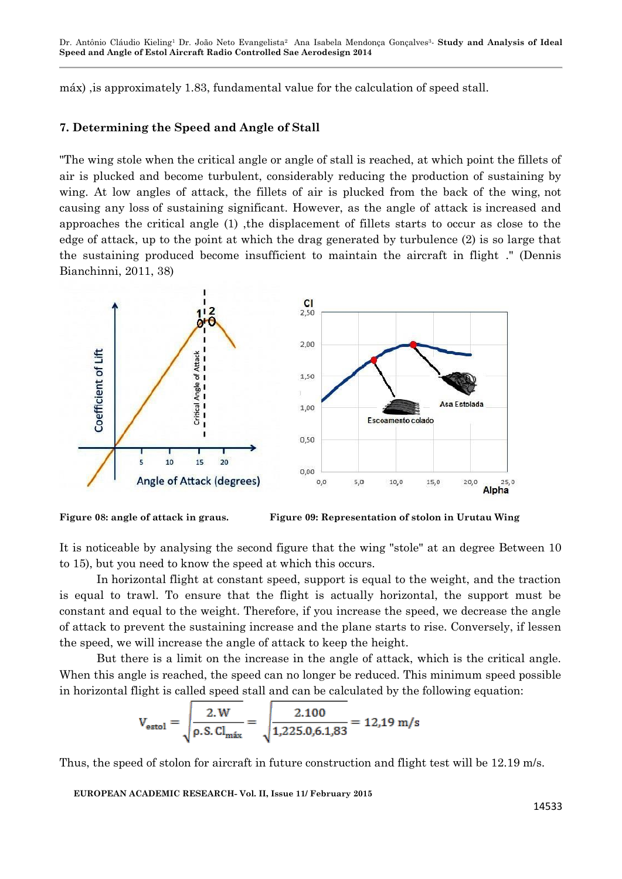máx) ,is approximately 1.83, fundamental value for the calculation of speed stall.

## 7. Determining the Speed and Angle of Stall

"The wing stole when the critical angle or angle of stall is reached, at which point the fillets of air is plucked and become turbulent, considerably reducing the production of sustaining by wing. At low angles of attack, the fillets of air is plucked from the back of the wing, not causing any loss of sustaining significant. However, as the angle of attack is increased and approaches the critical angle (1) ,the displacement of fillets starts to occur as close to the edge of attack, up to the point at which the drag generated by turbulence (2) is so large that the sustaining produced become insufficient to maintain the aircraft in flight ." (Dennis Bianchinni, 2011, 38)

**Figure 08: angle of attack in graus.**

**Figure 09: Representation of stolon in Urutau Wing**

It is noticeable by analysing the second figure that the wing "stole" at an degree Between 10 to 15), but you need to know the speed at which this occurs.

In horizontal flight at constant speed, support is equal to the weight, and the traction is equal to trawl. To ensure that the flight is actually horizontal, the support must be constant and equal to the weight. Therefore, if you increase the speed, we decrease the angle of attack to prevent the sustaining increase and the plane starts to rise. Conversely, if lessen the speed, we will increase the angle of attack to keep the height.

But there is a limit on the increase in the angle of attack, which is the critical angle. When this angle is reached, the speed can no longer be reduced. This minimum speed possible in horizontal flight is called speed stall and can be calculated by the following equation:

$$V_{estol} = \sqrt{\frac{2.W}{\rho.S.Cl_{máx}}} = \sqrt{\frac{2.100}{1,225.0,6.1,83}} = 12,19 \text{ m/s}$$

Thus, the speed of stolon for aircraft in future construction and flight test will be 12.19 m/s.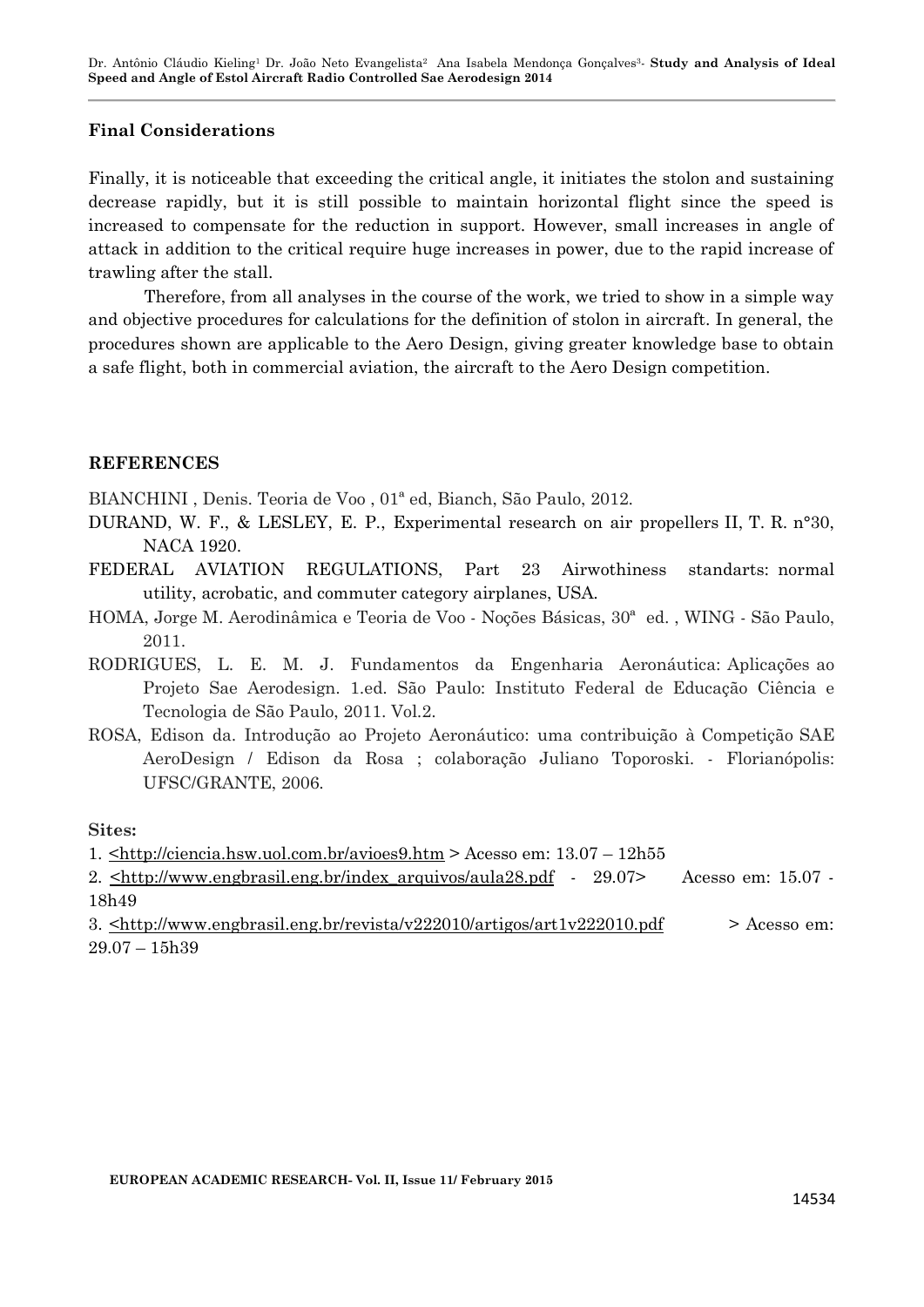## Final Considerations

Finally, it is noticeable that exceeding the critical angle, it initiates the stolon and sustaining decrease rapidly, but it is still possible to maintain horizontal flight since the speed is increased to compensate for the reduction in support. However, small increases in angle of attack in addition to the critical require huge increases in power, due to the rapid increase of trawling after the stall.

Therefore, from all analyses in the course of the work, we tried to show in a simple way and objective procedures for calculations for the definition of stolon in aircraft. In general, the procedures shown are applicable to the Aero Design, giving greater knowledge base to obtain a safe flight, both in commercial aviation, the aircraft to the Aero Design competition.

## REFERENCES

BIANCHINI , Denis. Teoria de Voo , 01ª ed, Bianch, São Paulo, 2012.

DURAND, W. F., & LESLEY, E. P., Experimental research on air propellers II, T. R. n°30, NACA 1920.

FEDERAL AVIATION REGULATIONS, Part 23 Airwothiness standarts: normal utility, acrobatic, and commuter category airplanes, USA.

HOMA, Jorge M. Aerodinâmica e Teoria de Voo - Noções Básicas, 30ª ed. , WING - São Paulo, 2011.

RODRIGUES, L. E. M. J. Fundamentos da Engenharia Aeronáutica: Aplicações ao Projeto Sae Aerodesign. 1.ed. São Paulo: Instituto Federal de Educação Ciência e Tecnologia de São Paulo, 2011. Vol.2.

ROSA, Edison da. Introdução ao Projeto Aeronáutico: uma contribuição à Competição SAE AeroDesign / Edison da Rosa ; colaboração Juliano Toporoski. - Florianópolis: UFSC/GRANTE, 2006.

**Sites:**

1. <http://ciencia.hsw.uol.com.br/avioes9.htm > Acesso em: 13.07 – 12h55

2. <http://www.engbrasil.eng.br/index_arquivos/aula28.pdf - 29.07> Acesso em: 15.07 - 18h49

3. <http://www.engbrasil.eng.br/revista/v222010/artigos/art1v222010.pdf > Acesso em: 29.07 – 15h39